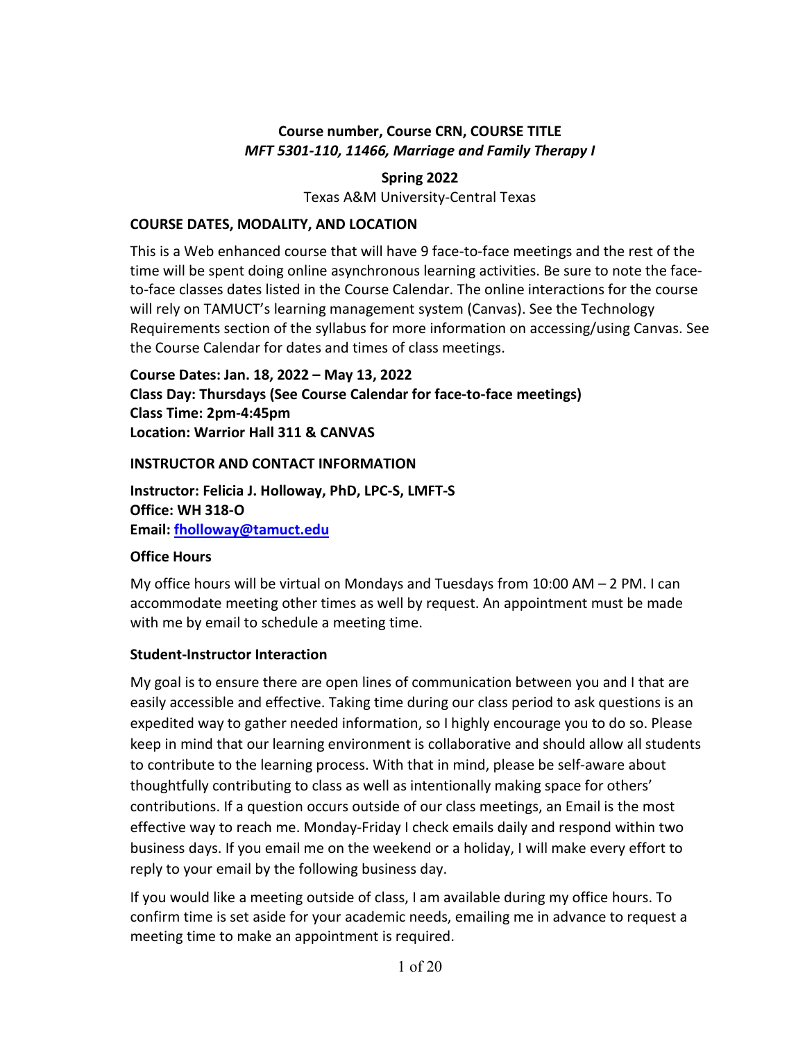**Course number, Course CRN, COURSE TITLE**
***MFT 5301-110, 11466, Marriage and Family Therapy I***

**Spring 2022**

Texas A&M University-Central Texas

## COURSE DATES, MODALITY, AND LOCATION

This is a Web enhanced course that will have 9 face-to-face meetings and the rest of the time will be spent doing online asynchronous learning activities. Be sure to note the face-to-face classes dates listed in the Course Calendar. The online interactions for the course will rely on TAMUCT's learning management system (Canvas). See the Technology Requirements section of the syllabus for more information on accessing/using Canvas. See the Course Calendar for dates and times of class meetings.

**Course Dates: Jan. 18, 2022 – May 13, 2022**
**Class Day: Thursdays (See Course Calendar for face-to-face meetings)**
**Class Time: 2pm-4:45pm**
**Location: Warrior Hall 311 & CANVAS**

## INSTRUCTOR AND CONTACT INFORMATION

**Instructor: Felicia J. Holloway, PhD, LPC-S, LMFT-S**
**Office: WH 318-O**
**Email: fholloway@tamuct.edu**

### Office Hours

My office hours will be virtual on Mondays and Tuesdays from 10:00 AM – 2 PM. I can accommodate meeting other times as well by request. An appointment must be made with me by email to schedule a meeting time.

### Student-Instructor Interaction

My goal is to ensure there are open lines of communication between you and I that are easily accessible and effective. Taking time during our class period to ask questions is an expedited way to gather needed information, so I highly encourage you to do so. Please keep in mind that our learning environment is collaborative and should allow all students to contribute to the learning process. With that in mind, please be self-aware about thoughtfully contributing to class as well as intentionally making space for others' contributions. If a question occurs outside of our class meetings, an Email is the most effective way to reach me. Monday-Friday I check emails daily and respond within two business days. If you email me on the weekend or a holiday, I will make every effort to reply to your email by the following business day.

If you would like a meeting outside of class, I am available during my office hours. To confirm time is set aside for your academic needs, emailing me in advance to request a meeting time to make an appointment is required.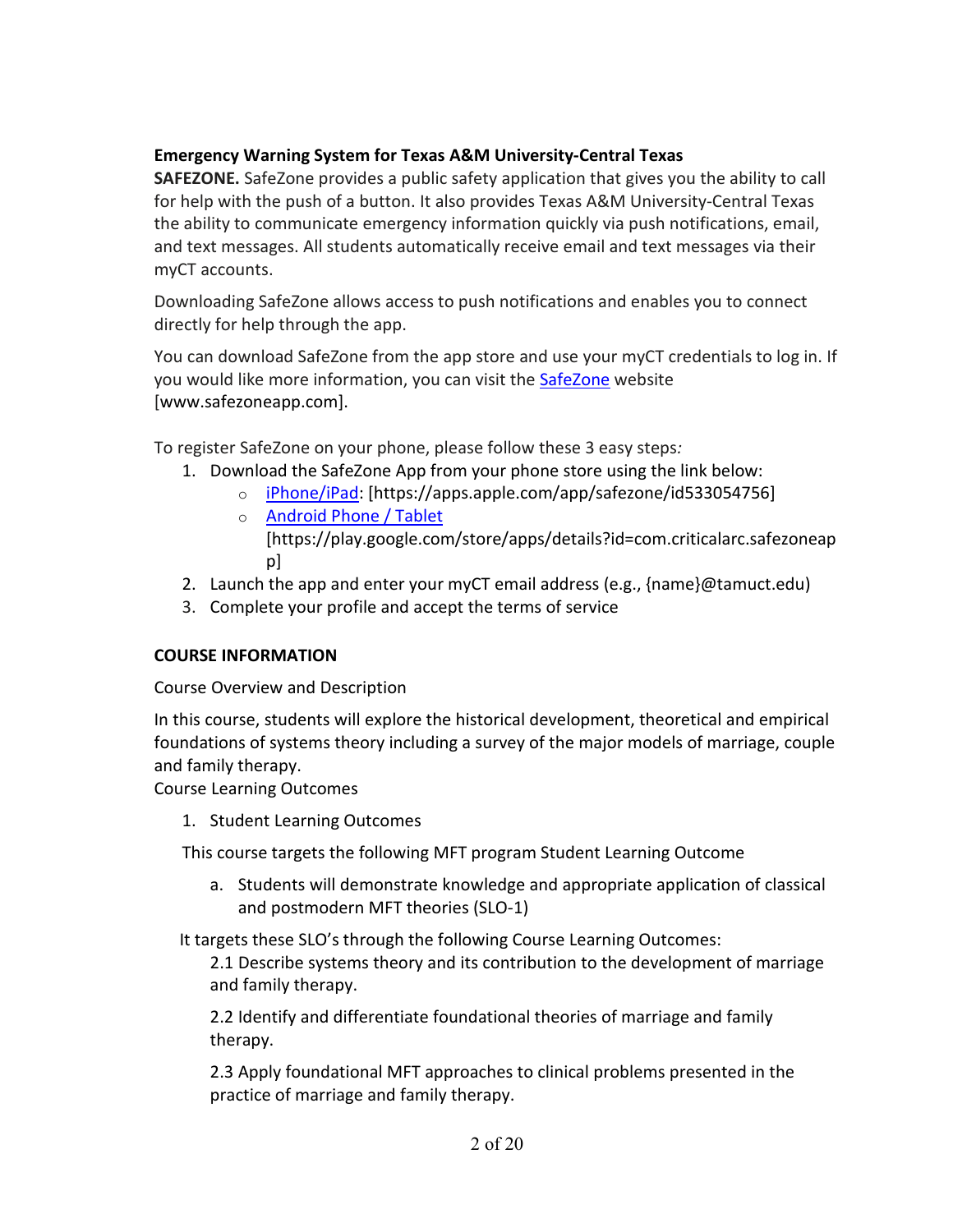**Emergency Warning System for Texas A&M University-Central Texas**

**SAFEZONE.** SafeZone provides a public safety application that gives you the ability to call for help with the push of a button. It also provides Texas A&M University-Central Texas the ability to communicate emergency information quickly via push notifications, email, and text messages. All students automatically receive email and text messages via their myCT accounts.

Downloading SafeZone allows access to push notifications and enables you to connect directly for help through the app.

You can download SafeZone from the app store and use your myCT credentials to log in. If you would like more information, you can visit the SafeZone website [www.safezoneapp.com].

To register SafeZone on your phone, please follow these 3 easy steps*:*

1. Download the SafeZone App from your phone store using the link below:
   - iPhone/iPad: [https://apps.apple.com/app/safezone/id533054756]
   - Android Phone / Tablet [https://play.google.com/store/apps/details?id=com.criticalarc.safezoneapp]
2. Launch the app and enter your myCT email address (e.g., {name}@tamuct.edu)
3. Complete your profile and accept the terms of service

**COURSE INFORMATION**

Course Overview and Description

In this course, students will explore the historical development, theoretical and empirical foundations of systems theory including a survey of the major models of marriage, couple and family therapy.

Course Learning Outcomes

1. Student Learning Outcomes

This course targets the following MFT program Student Learning Outcome

a. Students will demonstrate knowledge and appropriate application of classical and postmodern MFT theories (SLO-1)

It targets these SLO's through the following Course Learning Outcomes:

2.1 Describe systems theory and its contribution to the development of marriage and family therapy.

2.2 Identify and differentiate foundational theories of marriage and family therapy.

2.3 Apply foundational MFT approaches to clinical problems presented in the practice of marriage and family therapy.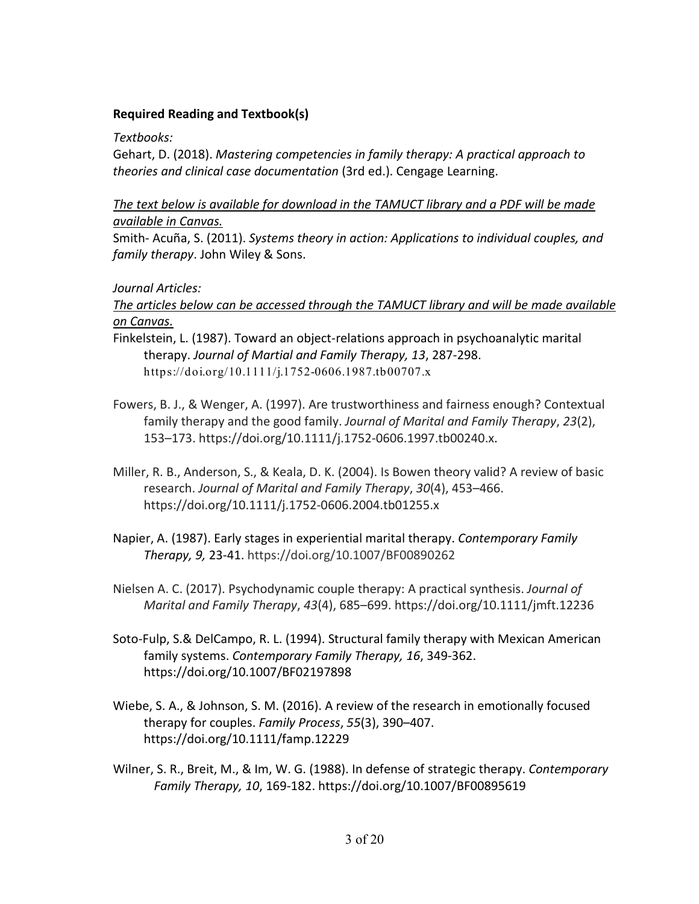**Required Reading and Textbook(s)**

*Textbooks:*

Gehart, D. (2018). *Mastering competencies in family therapy: A practical approach to theories and clinical case documentation* (3rd ed.). Cengage Learning.

*The text below is available for download in the TAMUCT library and a PDF will be made available in Canvas.*

Smith- Acuña, S. (2011). *Systems theory in action: Applications to individual couples, and family therapy*. John Wiley & Sons.

*Journal Articles:*

*The articles below can be accessed through the TAMUCT library and will be made available on Canvas.*

Finkelstein, L. (1987). Toward an object-relations approach in psychoanalytic marital therapy. *Journal of Martial and Family Therapy, 13*, 287-298. https://doi.org/10.1111/j.1752-0606.1987.tb00707.x

Fowers, B. J., & Wenger, A. (1997). Are trustworthiness and fairness enough? Contextual family therapy and the good family. *Journal of Marital and Family Therapy*, *23*(2), 153–173. https://doi.org/10.1111/j.1752-0606.1997.tb00240.x.

Miller, R. B., Anderson, S., & Keala, D. K. (2004). Is Bowen theory valid? A review of basic research. *Journal of Marital and Family Therapy*, *30*(4), 453–466. https://doi.org/10.1111/j.1752-0606.2004.tb01255.x

Napier, A. (1987). Early stages in experiential marital therapy. *Contemporary Family Therapy, 9,* 23-41. https://doi.org/10.1007/BF00890262

Nielsen A. C. (2017). Psychodynamic couple therapy: A practical synthesis. *Journal of Marital and Family Therapy*, *43*(4), 685–699. https://doi.org/10.1111/jmft.12236

Soto-Fulp, S.& DelCampo, R. L. (1994). Structural family therapy with Mexican American family systems. *Contemporary Family Therapy, 16*, 349-362. https://doi.org/10.1007/BF02197898

Wiebe, S. A., & Johnson, S. M. (2016). A review of the research in emotionally focused therapy for couples. *Family Process*, *55*(3), 390–407. https://doi.org/10.1111/famp.12229

Wilner, S. R., Breit, M., & Im, W. G. (1988). In defense of strategic therapy. *Contemporary Family Therapy, 10*, 169-182. https://doi.org/10.1007/BF00895619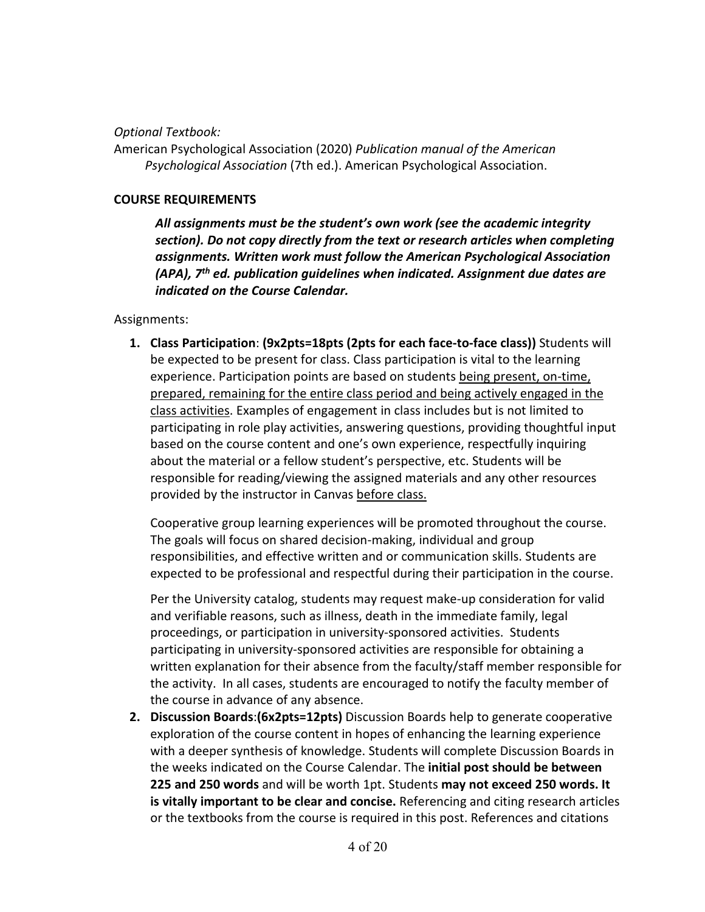*Optional Textbook:*
American Psychological Association (2020) *Publication manual of the American Psychological Association* (7th ed.). American Psychological Association.

## COURSE REQUIREMENTS

> ***All assignments must be the student's own work (see the academic integrity section). Do not copy directly from the text or research articles when completing assignments. Written work must follow the American Psychological Association (APA), 7th ed. publication guidelines when indicated. Assignment due dates are indicated on the Course Calendar.***

Assignments:

1. **Class Participation**: **(9x2pts=18pts (2pts for each face-to-face class))** Students will be expected to be present for class. Class participation is vital to the learning experience. Participation points are based on students <u>being present, on-time, prepared, remaining for the entire class period and being actively engaged in the class activities</u>. Examples of engagement in class includes but is not limited to participating in role play activities, answering questions, providing thoughtful input based on the course content and one's own experience, respectfully inquiring about the material or a fellow student's perspective, etc. Students will be responsible for reading/viewing the assigned materials and any other resources provided by the instructor in Canvas <u>before class.</u>

   Cooperative group learning experiences will be promoted throughout the course. The goals will focus on shared decision-making, individual and group responsibilities, and effective written and or communication skills. Students are expected to be professional and respectful during their participation in the course.

   Per the University catalog, students may request make-up consideration for valid and verifiable reasons, such as illness, death in the immediate family, legal proceedings, or participation in university-sponsored activities. Students participating in university-sponsored activities are responsible for obtaining a written explanation for their absence from the faculty/staff member responsible for the activity. In all cases, students are encouraged to notify the faculty member of the course in advance of any absence.

2. **Discussion Boards**:**(6x2pts=12pts)** Discussion Boards help to generate cooperative exploration of the course content in hopes of enhancing the learning experience with a deeper synthesis of knowledge. Students will complete Discussion Boards in the weeks indicated on the Course Calendar. The **initial post should be between 225 and 250 words** and will be worth 1pt. Students **may not exceed 250 words. It is vitally important to be clear and concise.** Referencing and citing research articles or the textbooks from the course is required in this post. References and citations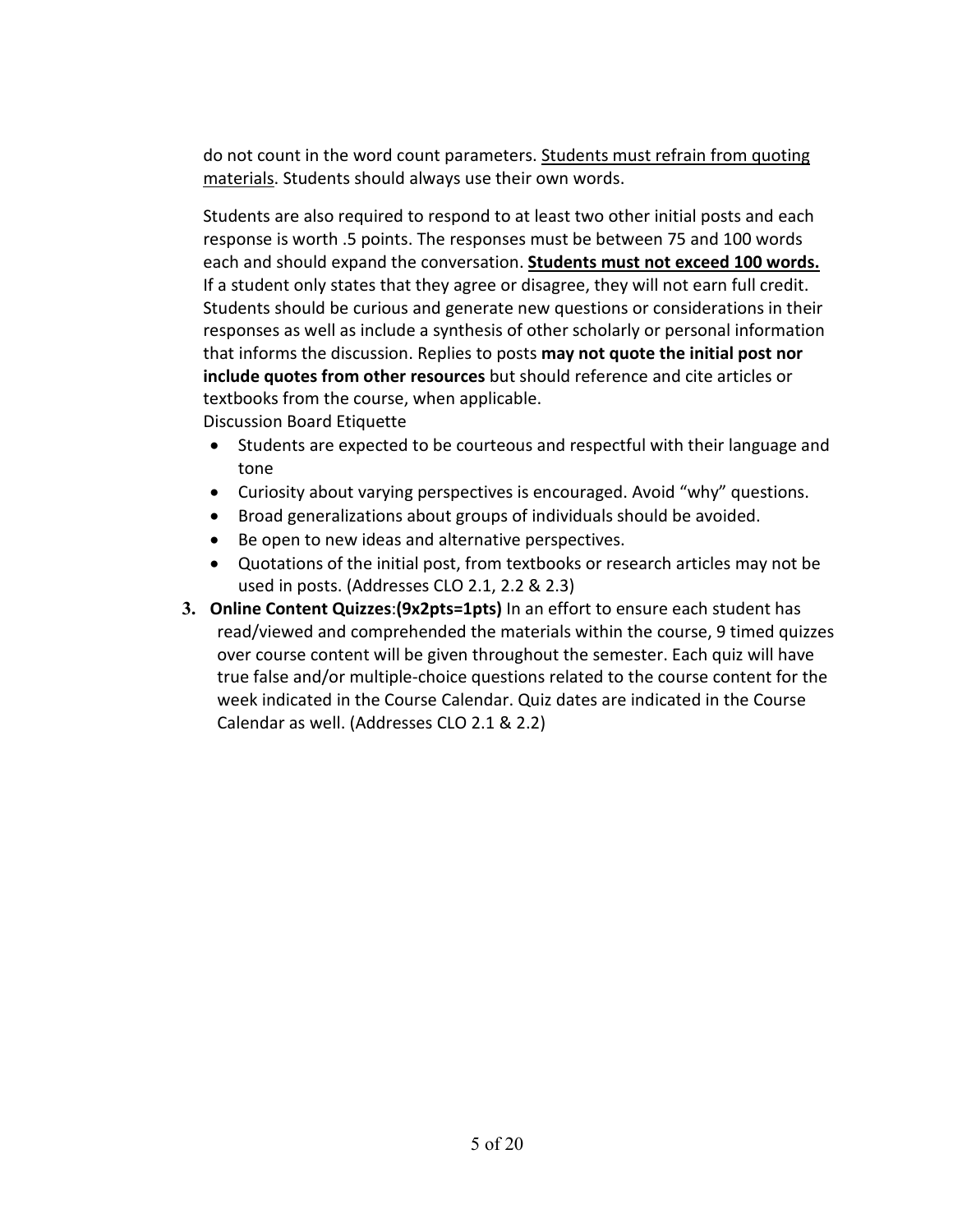do not count in the word count parameters. Students must refrain from quoting materials. Students should always use their own words.

Students are also required to respond to at least two other initial posts and each response is worth .5 points. The responses must be between 75 and 100 words each and should expand the conversation. **Students must not exceed 100 words.** If a student only states that they agree or disagree, they will not earn full credit. Students should be curious and generate new questions or considerations in their responses as well as include a synthesis of other scholarly or personal information that informs the discussion. Replies to posts **may not quote the initial post nor include quotes from other resources** but should reference and cite articles or textbooks from the course, when applicable.

Discussion Board Etiquette

- Students are expected to be courteous and respectful with their language and tone
- Curiosity about varying perspectives is encouraged. Avoid "why" questions.
- Broad generalizations about groups of individuals should be avoided.
- Be open to new ideas and alternative perspectives.
- Quotations of the initial post, from textbooks or research articles may not be used in posts. (Addresses CLO 2.1, 2.2 & 2.3)

3. **Online Content Quizzes**:**(9x2pts=1pts)** In an effort to ensure each student has read/viewed and comprehended the materials within the course, 9 timed quizzes over course content will be given throughout the semester. Each quiz will have true false and/or multiple-choice questions related to the course content for the week indicated in the Course Calendar. Quiz dates are indicated in the Course Calendar as well. (Addresses CLO 2.1 & 2.2)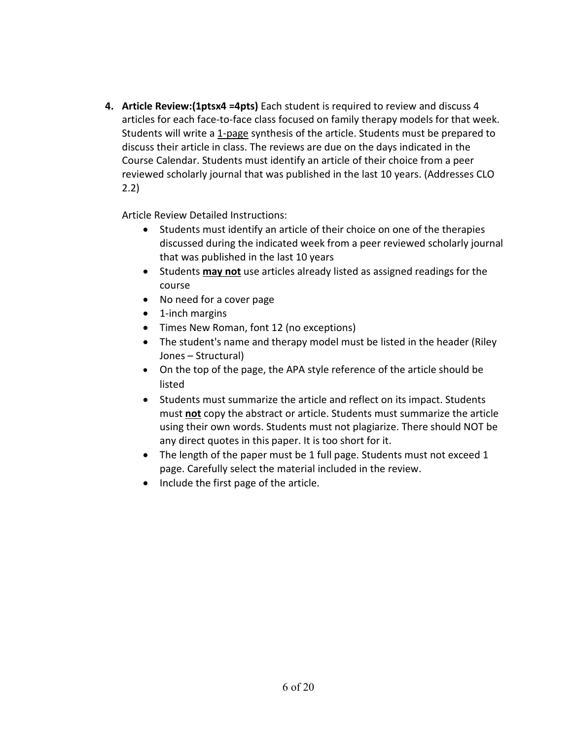4. **Article Review:(1ptsx4 =4pts)** Each student is required to review and discuss 4 articles for each face-to-face class focused on family therapy models for that week. Students will write a <u>1-page</u> synthesis of the article. Students must be prepared to discuss their article in class. The reviews are due on the days indicated in the Course Calendar. Students must identify an article of their choice from a peer reviewed scholarly journal that was published in the last 10 years. (Addresses CLO 2.2)

   Article Review Detailed Instructions:

   - Students must identify an article of their choice on one of the therapies discussed during the indicated week from a peer reviewed scholarly journal that was published in the last 10 years
   - Students **<u>may not</u>** use articles already listed as assigned readings for the course
   - No need for a cover page
   - 1-inch margins
   - Times New Roman, font 12 (no exceptions)
   - The student's name and therapy model must be listed in the header (Riley Jones – Structural)
   - On the top of the page, the APA style reference of the article should be listed
   - Students must summarize the article and reflect on its impact. Students must **<u>not</u>** copy the abstract or article. Students must summarize the article using their own words. Students must not plagiarize. There should NOT be any direct quotes in this paper. It is too short for it.
   - The length of the paper must be 1 full page. Students must not exceed 1 page. Carefully select the material included in the review.
   - Include the first page of the article.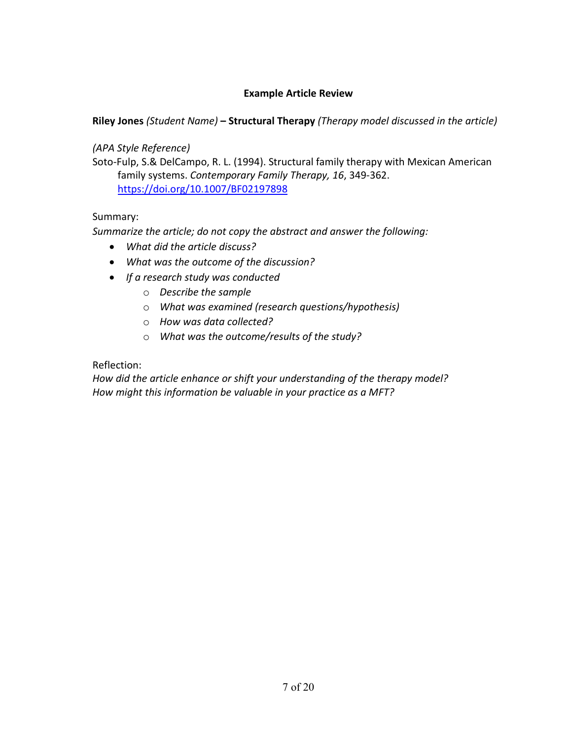**Example Article Review**

**Riley Jones** *(Student Name)* **– Structural Therapy** *(Therapy model discussed in the article)*

*(APA Style Reference)*

Soto-Fulp, S.& DelCampo, R. L. (1994). Structural family therapy with Mexican American family systems. *Contemporary Family Therapy, 16*, 349-362. https://doi.org/10.1007/BF02197898

Summary:

*Summarize the article; do not copy the abstract and answer the following:*

- *What did the article discuss?*
- *What was the outcome of the discussion?*
- *If a research study was conducted*
  - *Describe the sample*
  - *What was examined (research questions/hypothesis)*
  - *How was data collected?*
  - *What was the outcome/results of the study?*

Reflection:

*How did the article enhance or shift your understanding of the therapy model?*
*How might this information be valuable in your practice as a MFT?*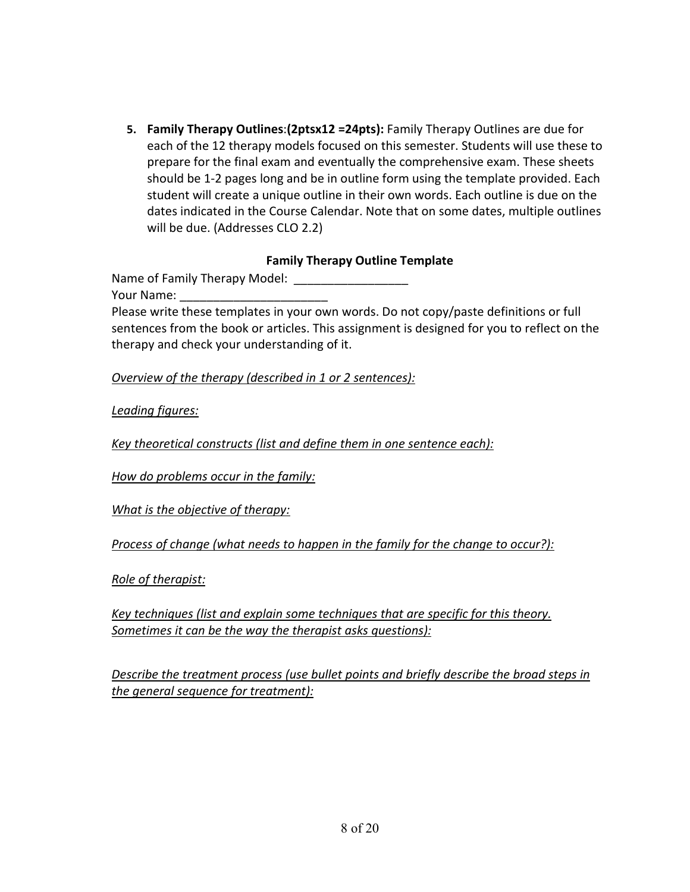5. **Family Therapy Outlines**:**(2ptsx12 =24pts):** Family Therapy Outlines are due for each of the 12 therapy models focused on this semester. Students will use these to prepare for the final exam and eventually the comprehensive exam. These sheets should be 1-2 pages long and be in outline form using the template provided. Each student will create a unique outline in their own words. Each outline is due on the dates indicated in the Course Calendar. Note that on some dates, multiple outlines will be due. (Addresses CLO 2.2)

**Family Therapy Outline Template**

Name of Family Therapy Model: _________________

Your Name: ______________________

Please write these templates in your own words. Do not copy/paste definitions or full sentences from the book or articles. This assignment is designed for you to reflect on the therapy and check your understanding of it.

*Overview of the therapy (described in 1 or 2 sentences):*

*Leading figures:*

*Key theoretical constructs (list and define them in one sentence each):*

*How do problems occur in the family:*

*What is the objective of therapy:*

*Process of change (what needs to happen in the family for the change to occur?):*

*Role of therapist:*

*Key techniques (list and explain some techniques that are specific for this theory. Sometimes it can be the way the therapist asks questions):*

*Describe the treatment process (use bullet points and briefly describe the broad steps in the general sequence for treatment):*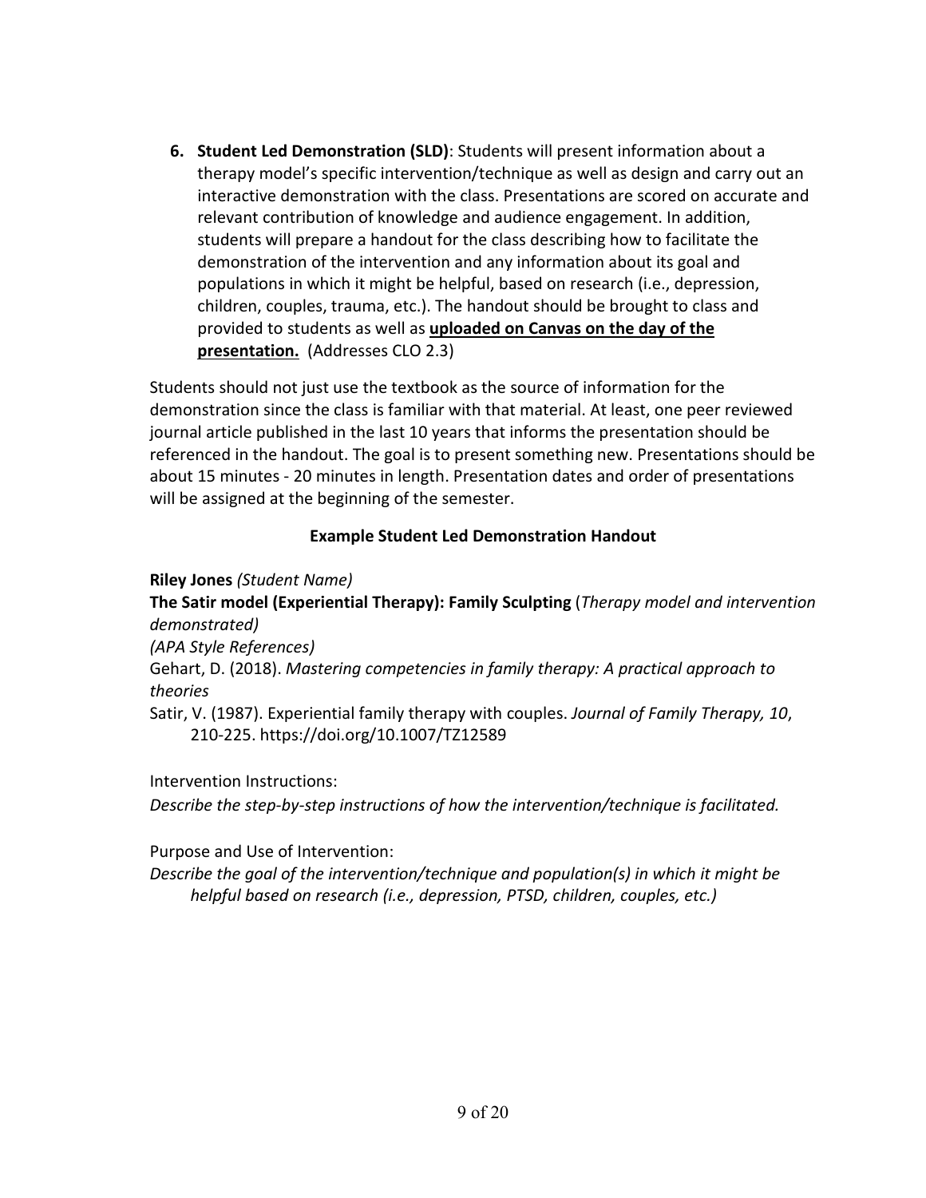6. **Student Led Demonstration (SLD)**: Students will present information about a therapy model's specific intervention/technique as well as design and carry out an interactive demonstration with the class. Presentations are scored on accurate and relevant contribution of knowledge and audience engagement. In addition, students will prepare a handout for the class describing how to facilitate the demonstration of the intervention and any information about its goal and populations in which it might be helpful, based on research (i.e., depression, children, couples, trauma, etc.). The handout should be brought to class and provided to students as well as **<u>uploaded on Canvas on the day of the presentation.</u>** (Addresses CLO 2.3)

Students should not just use the textbook as the source of information for the demonstration since the class is familiar with that material. At least, one peer reviewed journal article published in the last 10 years that informs the presentation should be referenced in the handout. The goal is to present something new. Presentations should be about 15 minutes - 20 minutes in length. Presentation dates and order of presentations will be assigned at the beginning of the semester.

### Example Student Led Demonstration Handout

**Riley Jones** *(Student Name)*

**The Satir model (Experiential Therapy): Family Sculpting** (*Therapy model and intervention demonstrated)*

*(APA Style References)*

Gehart, D. (2018). *Mastering competencies in family therapy: A practical approach to theories*

Satir, V. (1987). Experiential family therapy with couples. *Journal of Family Therapy, 10*, 210-225. https://doi.org/10.1007/TZ12589

Intervention Instructions:

*Describe the step-by-step instructions of how the intervention/technique is facilitated.*

Purpose and Use of Intervention:

*Describe the goal of the intervention/technique and population(s) in which it might be helpful based on research (i.e., depression, PTSD, children, couples, etc.)*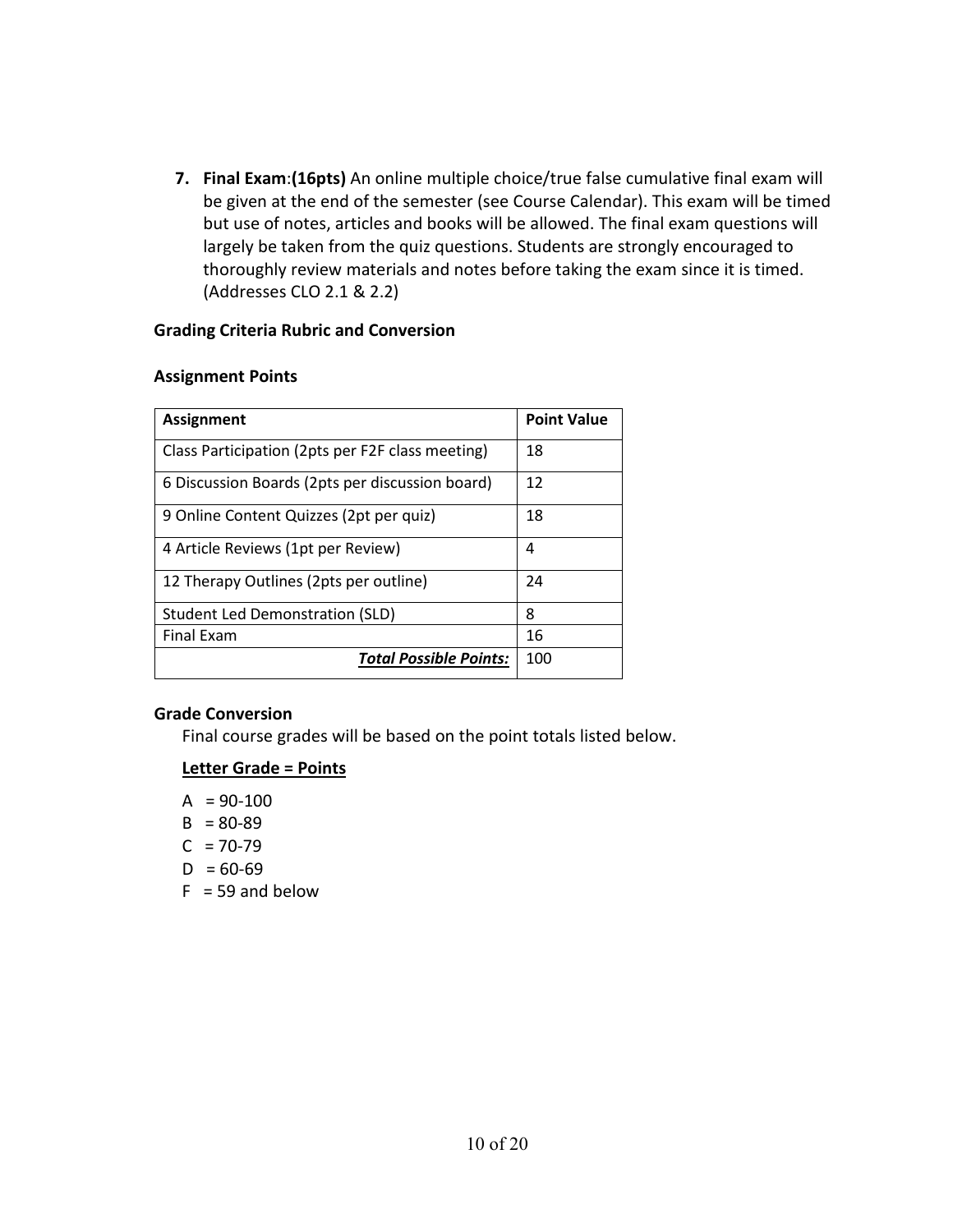7. **Final Exam**:**(16pts)** An online multiple choice/true false cumulative final exam will be given at the end of the semester (see Course Calendar). This exam will be timed but use of notes, articles and books will be allowed. The final exam questions will largely be taken from the quiz questions. Students are strongly encouraged to thoroughly review materials and notes before taking the exam since it is timed. (Addresses CLO 2.1 & 2.2)

**Grading Criteria Rubric and Conversion**

**Assignment Points**

| Assignment | Point Value |
|---|---|
| Class Participation (2pts per F2F class meeting) | 18 |
| 6 Discussion Boards (2pts per discussion board) | 12 |
| 9 Online Content Quizzes (2pt per quiz) | 18 |
| 4 Article Reviews (1pt per Review) | 4 |
| 12 Therapy Outlines (2pts per outline) | 24 |
| Student Led Demonstration (SLD) | 8 |
| Final Exam | 16 |
| ***Total Possible Points:*** | 100 |

**Grade Conversion**

Final course grades will be based on the point totals listed below.

**Letter Grade = Points**

A = 90-100
B = 80-89
C = 70-79
D = 60-69
F = 59 and below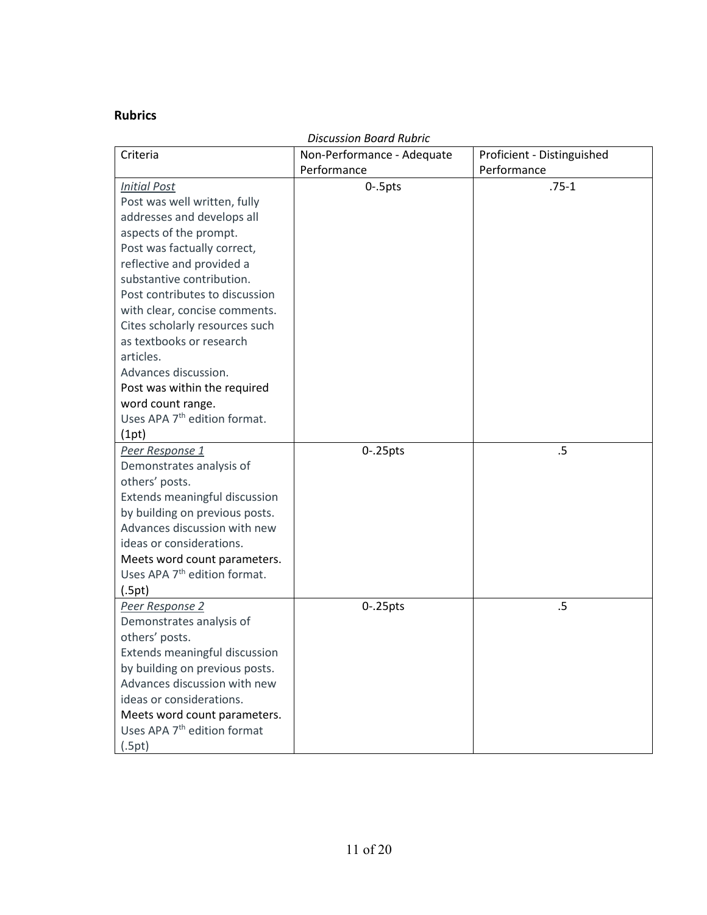## Rubrics

*Discussion Board Rubric*

| Criteria | Non-Performance - Adequate Performance | Proficient - Distinguished Performance |
|---|---|---|
| *Initial Post*<br>Post was well written, fully addresses and develops all aspects of the prompt.<br>Post was factually correct, reflective and provided a substantive contribution.<br>Post contributes to discussion with clear, concise comments.<br>Cites scholarly resources such as textbooks or research articles.<br>Advances discussion.<br>Post was within the required word count range.<br>Uses APA 7th edition format.<br>(1pt) | 0-.5pts | .75-1 |
| *Peer Response 1*<br>Demonstrates analysis of others' posts.<br>Extends meaningful discussion by building on previous posts.<br>Advances discussion with new ideas or considerations.<br>Meets word count parameters.<br>Uses APA 7th edition format.<br>(.5pt) | 0-.25pts | .5 |
| *Peer Response 2*<br>Demonstrates analysis of others' posts.<br>Extends meaningful discussion by building on previous posts.<br>Advances discussion with new ideas or considerations.<br>Meets word count parameters.<br>Uses APA 7th edition format<br>(.5pt) | 0-.25pts | .5 |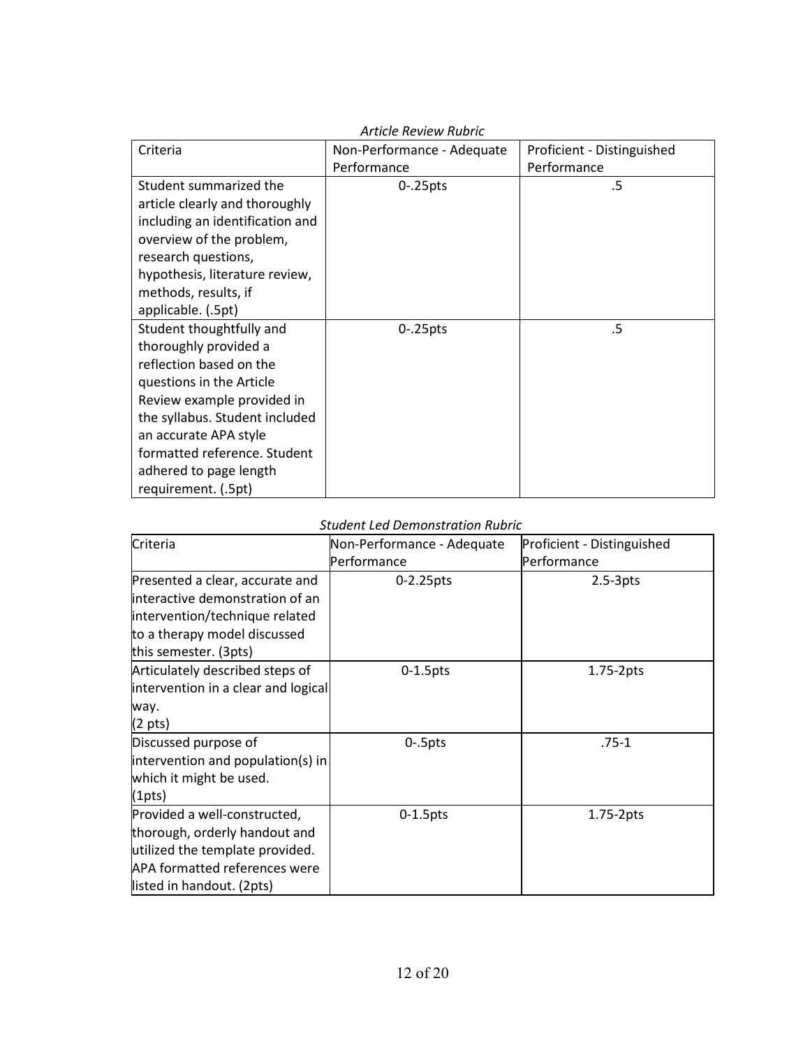*Article Review Rubric*

| Criteria | Non-Performance - Adequate Performance | Proficient - Distinguished Performance |
|---|---|---|
| Student summarized the article clearly and thoroughly including an identification and overview of the problem, research questions, hypothesis, literature review, methods, results, if applicable. (.5pt) | 0-.25pts | .5 |
| Student thoughtfully and thoroughly provided a reflection based on the questions in the Article Review example provided in the syllabus. Student included an accurate APA style formatted reference. Student adhered to page length requirement. (.5pt) | 0-.25pts | .5 |

*Student Led Demonstration Rubric*

| Criteria | Non-Performance - Adequate Performance | Proficient - Distinguished Performance |
|---|---|---|
| Presented a clear, accurate and interactive demonstration of an intervention/technique related to a therapy model discussed this semester. (3pts) | 0-2.25pts | 2.5-3pts |
| Articulately described steps of intervention in a clear and logical way. (2 pts) | 0-1.5pts | 1.75-2pts |
| Discussed purpose of intervention and population(s) in which it might be used. (1pts) | 0-.5pts | .75-1 |
| Provided a well-constructed, thorough, orderly handout and utilized the template provided. APA formatted references were listed in handout. (2pts) | 0-1.5pts | 1.75-2pts |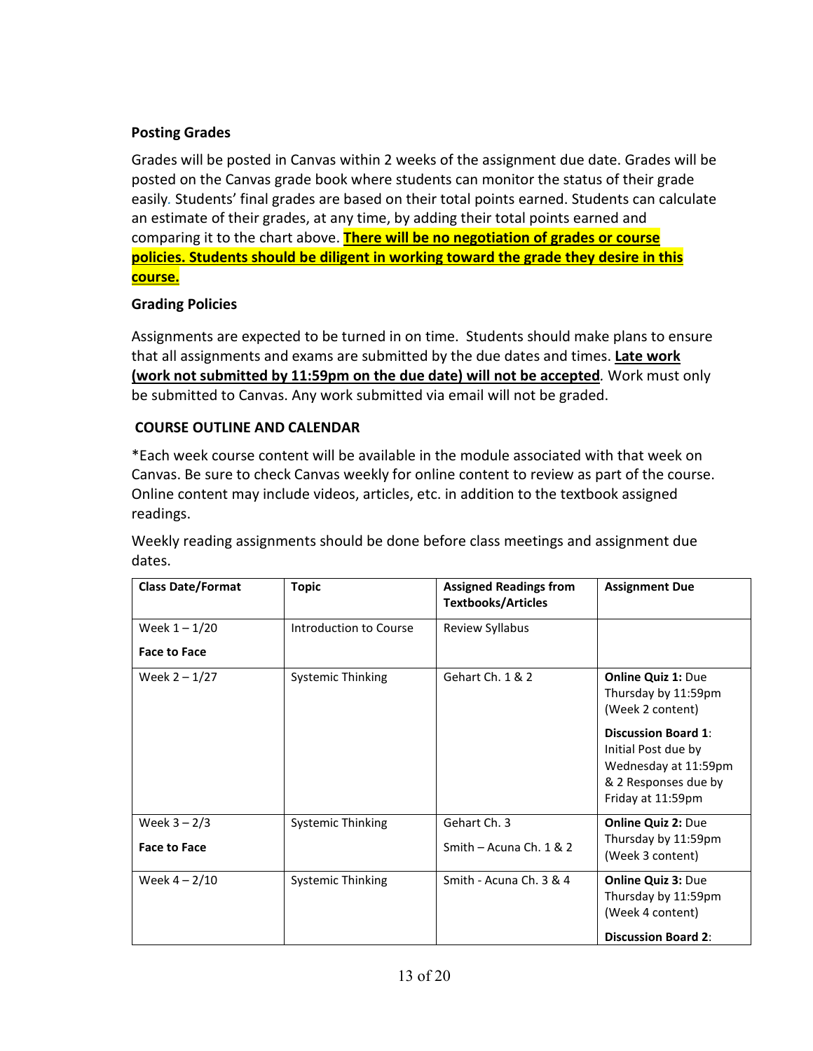**Posting Grades**

Grades will be posted in Canvas within 2 weeks of the assignment due date. Grades will be posted on the Canvas grade book where students can monitor the status of their grade easily. Students' final grades are based on their total points earned. Students can calculate an estimate of their grades, at any time, by adding their total points earned and comparing it to the chart above. **There will be no negotiation of grades or course policies. Students should be diligent in working toward the grade they desire in this course.**

**Grading Policies**

Assignments are expected to be turned in on time. Students should make plans to ensure that all assignments and exams are submitted by the due dates and times. **Late work (work not submitted by 11:59pm on the due date) will not be accepted**. Work must only be submitted to Canvas. Any work submitted via email will not be graded.

**COURSE OUTLINE AND CALENDAR**

*Each week course content will be available in the module associated with that week on Canvas. Be sure to check Canvas weekly for online content to review as part of the course. Online content may include videos, articles, etc. in addition to the textbook assigned readings.

Weekly reading assignments should be done before class meetings and assignment due dates.

| Class Date/Format | Topic | Assigned Readings from Textbooks/Articles | Assignment Due |
|---|---|---|---|
| Week 1 – 1/20<br>**Face to Face** | Introduction to Course | Review Syllabus | |
| Week 2 – 1/27 | Systemic Thinking | Gehart Ch. 1 & 2 | **Online Quiz 1:** Due Thursday by 11:59pm (Week 2 content)<br>**Discussion Board 1**: Initial Post due by Wednesday at 11:59pm & 2 Responses due by Friday at 11:59pm |
| Week 3 – 2/3<br>**Face to Face** | Systemic Thinking | Gehart Ch. 3<br>Smith – Acuna Ch. 1 & 2 | **Online Quiz 2:** Due Thursday by 11:59pm (Week 3 content) |
| Week 4 – 2/10 | Systemic Thinking | Smith - Acuna Ch. 3 & 4 | **Online Quiz 3:** Due Thursday by 11:59pm (Week 4 content)<br>**Discussion Board 2**: |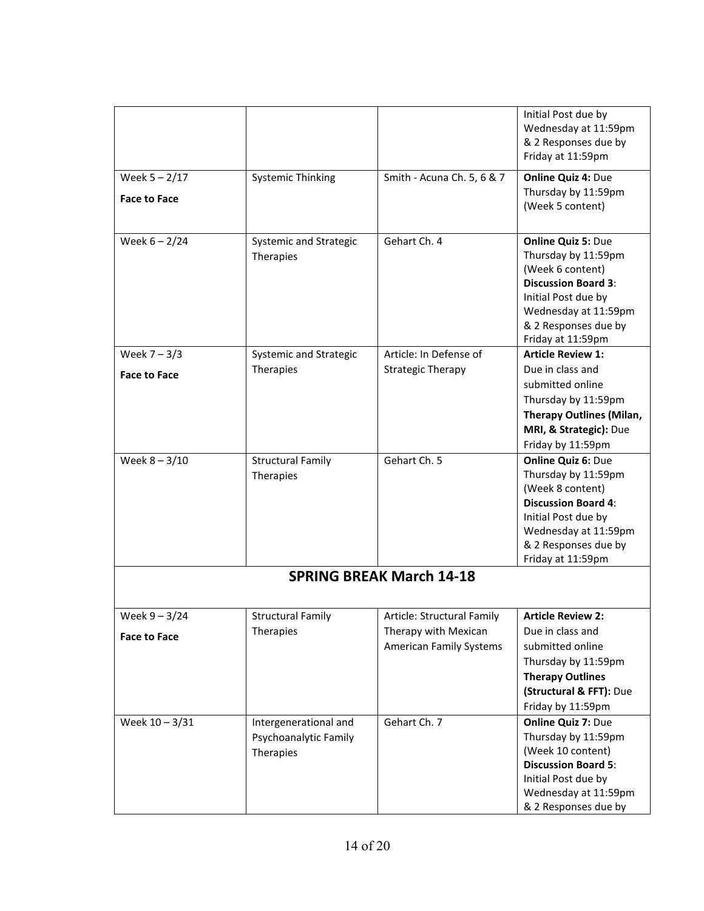| | | | |
|---|---|---|---|
| | | | Initial Post due by Wednesday at 11:59pm & 2 Responses due by Friday at 11:59pm |
| Week 5 – 2/17 **Face to Face** | Systemic Thinking | Smith - Acuna Ch. 5, 6 & 7 | **Online Quiz 4:** Due Thursday by 11:59pm (Week 5 content) |
| Week 6 – 2/24 | Systemic and Strategic Therapies | Gehart Ch. 4 | **Online Quiz 5:** Due Thursday by 11:59pm (Week 6 content) **Discussion Board 3**: Initial Post due by Wednesday at 11:59pm & 2 Responses due by Friday at 11:59pm |
| Week 7 – 3/3 **Face to Face** | Systemic and Strategic Therapies | Article: In Defense of Strategic Therapy | **Article Review 1:** Due in class and submitted online Thursday by 11:59pm **Therapy Outlines (Milan, MRI, & Strategic):** Due Friday by 11:59pm |
| Week 8 – 3/10 | Structural Family Therapies | Gehart Ch. 5 | **Online Quiz 6:** Due Thursday by 11:59pm (Week 8 content) **Discussion Board 4**: Initial Post due by Wednesday at 11:59pm & 2 Responses due by Friday at 11:59pm |
| **SPRING BREAK March 14-18** | | | |
| Week 9 – 3/24 **Face to Face** | Structural Family Therapies | Article: Structural Family Therapy with Mexican American Family Systems | **Article Review 2:** Due in class and submitted online Thursday by 11:59pm **Therapy Outlines (Structural & FFT):** Due Friday by 11:59pm |
| Week 10 – 3/31 | Intergenerational and Psychoanalytic Family Therapies | Gehart Ch. 7 | **Online Quiz 7:** Due Thursday by 11:59pm (Week 10 content) **Discussion Board 5**: Initial Post due by Wednesday at 11:59pm & 2 Responses due by |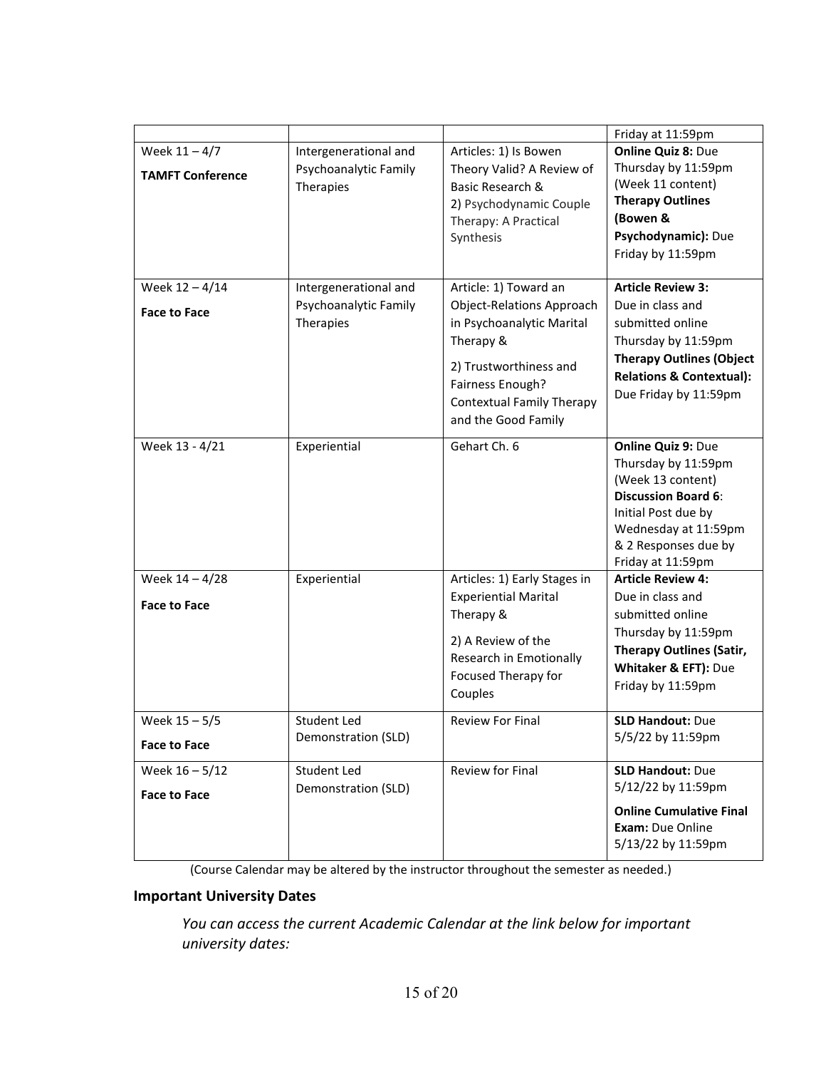| | | | Friday at 11:59pm |
|---|---|---|---|
| Week 11 – 4/7 **TAMFT Conference** | Intergenerational and Psychoanalytic Family Therapies | Articles: 1) Is Bowen Theory Valid? A Review of Basic Research & 2) Psychodynamic Couple Therapy: A Practical Synthesis | **Online Quiz 8:** Due Thursday by 11:59pm (Week 11 content) **Therapy Outlines (Bowen & Psychodynamic):** Due Friday by 11:59pm |
| Week 12 – 4/14 **Face to Face** | Intergenerational and Psychoanalytic Family Therapies | Article: 1) Toward an Object-Relations Approach in Psychoanalytic Marital Therapy & 2) Trustworthiness and Fairness Enough? Contextual Family Therapy and the Good Family | **Article Review 3:** Due in class and submitted online Thursday by 11:59pm **Therapy Outlines (Object Relations & Contextual):** Due Friday by 11:59pm |
| Week 13 - 4/21 | Experiential | Gehart Ch. 6 | **Online Quiz 9:** Due Thursday by 11:59pm (Week 13 content) **Discussion Board 6**: Initial Post due by Wednesday at 11:59pm & 2 Responses due by Friday at 11:59pm |
| Week 14 – 4/28 **Face to Face** | Experiential | Articles: 1) Early Stages in Experiential Marital Therapy & 2) A Review of the Research in Emotionally Focused Therapy for Couples | **Article Review 4:** Due in class and submitted online Thursday by 11:59pm **Therapy Outlines (Satir, Whitaker & EFT):** Due Friday by 11:59pm |
| Week 15 – 5/5 **Face to Face** | Student Led Demonstration (SLD) | Review For Final | **SLD Handout:** Due 5/5/22 by 11:59pm |
| Week 16 – 5/12 **Face to Face** | Student Led Demonstration (SLD) | Review for Final | **SLD Handout:** Due 5/12/22 by 11:59pm **Online Cumulative Final Exam:** Due Online 5/13/22 by 11:59pm |

(Course Calendar may be altered by the instructor throughout the semester as needed.)

### Important University Dates

*You can access the current Academic Calendar at the link below for important university dates:*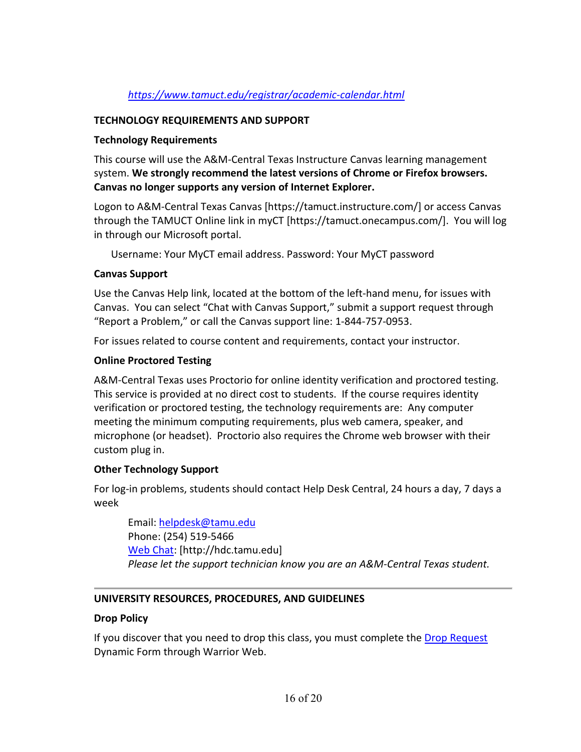*https://www.tamuct.edu/registrar/academic-calendar.html*

## TECHNOLOGY REQUIREMENTS AND SUPPORT

### Technology Requirements

This course will use the A&M-Central Texas Instructure Canvas learning management system. **We strongly recommend the latest versions of Chrome or Firefox browsers. Canvas no longer supports any version of Internet Explorer.**

Logon to A&M-Central Texas Canvas [https://tamuct.instructure.com/] or access Canvas through the TAMUCT Online link in myCT [https://tamuct.onecampus.com/]. You will log in through our Microsoft portal.

Username: Your MyCT email address. Password: Your MyCT password

### Canvas Support

Use the Canvas Help link, located at the bottom of the left-hand menu, for issues with Canvas. You can select "Chat with Canvas Support," submit a support request through "Report a Problem," or call the Canvas support line: 1-844-757-0953.

For issues related to course content and requirements, contact your instructor.

### Online Proctored Testing

A&M-Central Texas uses Proctorio for online identity verification and proctored testing. This service is provided at no direct cost to students. If the course requires identity verification or proctored testing, the technology requirements are: Any computer meeting the minimum computing requirements, plus web camera, speaker, and microphone (or headset). Proctorio also requires the Chrome web browser with their custom plug in.

### Other Technology Support

For log-in problems, students should contact Help Desk Central, 24 hours a day, 7 days a week

Email: helpdesk@tamu.edu
Phone: (254) 519-5466
Web Chat: [http://hdc.tamu.edu]
*Please let the support technician know you are an A&M-Central Texas student.*

---

## UNIVERSITY RESOURCES, PROCEDURES, AND GUIDELINES

### Drop Policy

If you discover that you need to drop this class, you must complete the Drop Request Dynamic Form through Warrior Web.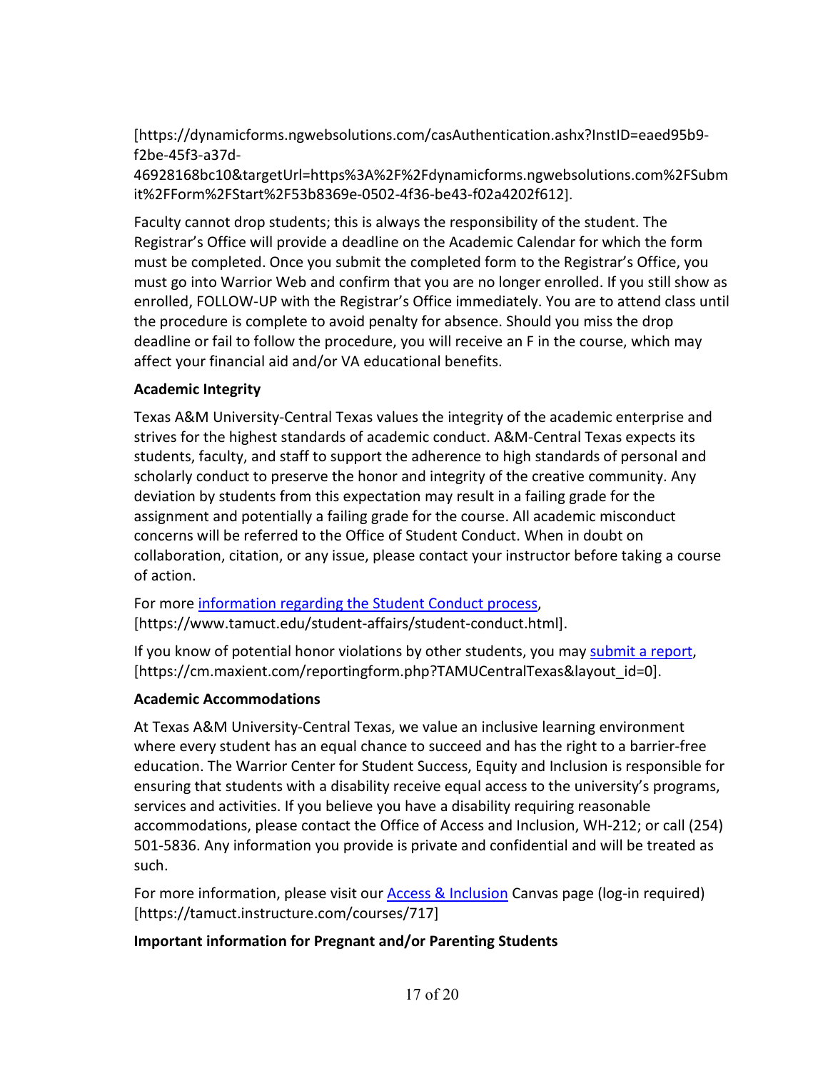[https://dynamicforms.ngwebsolutions.com/casAuthentication.ashx?InstID=eaed95b9-f2be-45f3-a37d-46928168bc10&targetUrl=https%3A%2F%2Fdynamicforms.ngwebsolutions.com%2FSubmit%2FForm%2FStart%2F53b8369e-0502-4f36-be43-f02a4202f612].

Faculty cannot drop students; this is always the responsibility of the student. The Registrar's Office will provide a deadline on the Academic Calendar for which the form must be completed. Once you submit the completed form to the Registrar's Office, you must go into Warrior Web and confirm that you are no longer enrolled. If you still show as enrolled, FOLLOW-UP with the Registrar's Office immediately. You are to attend class until the procedure is complete to avoid penalty for absence. Should you miss the drop deadline or fail to follow the procedure, you will receive an F in the course, which may affect your financial aid and/or VA educational benefits.

**Academic Integrity**

Texas A&M University-Central Texas values the integrity of the academic enterprise and strives for the highest standards of academic conduct. A&M-Central Texas expects its students, faculty, and staff to support the adherence to high standards of personal and scholarly conduct to preserve the honor and integrity of the creative community. Any deviation by students from this expectation may result in a failing grade for the assignment and potentially a failing grade for the course. All academic misconduct concerns will be referred to the Office of Student Conduct. When in doubt on collaboration, citation, or any issue, please contact your instructor before taking a course of action.

For more information regarding the Student Conduct process, [https://www.tamuct.edu/student-affairs/student-conduct.html].

If you know of potential honor violations by other students, you may submit a report, [https://cm.maxient.com/reportingform.php?TAMUCentralTexas&layout_id=0].

**Academic Accommodations**

At Texas A&M University-Central Texas, we value an inclusive learning environment where every student has an equal chance to succeed and has the right to a barrier-free education. The Warrior Center for Student Success, Equity and Inclusion is responsible for ensuring that students with a disability receive equal access to the university's programs, services and activities. If you believe you have a disability requiring reasonable accommodations, please contact the Office of Access and Inclusion, WH-212; or call (254) 501-5836. Any information you provide is private and confidential and will be treated as such.

For more information, please visit our Access & Inclusion Canvas page (log-in required) [https://tamuct.instructure.com/courses/717]

**Important information for Pregnant and/or Parenting Students**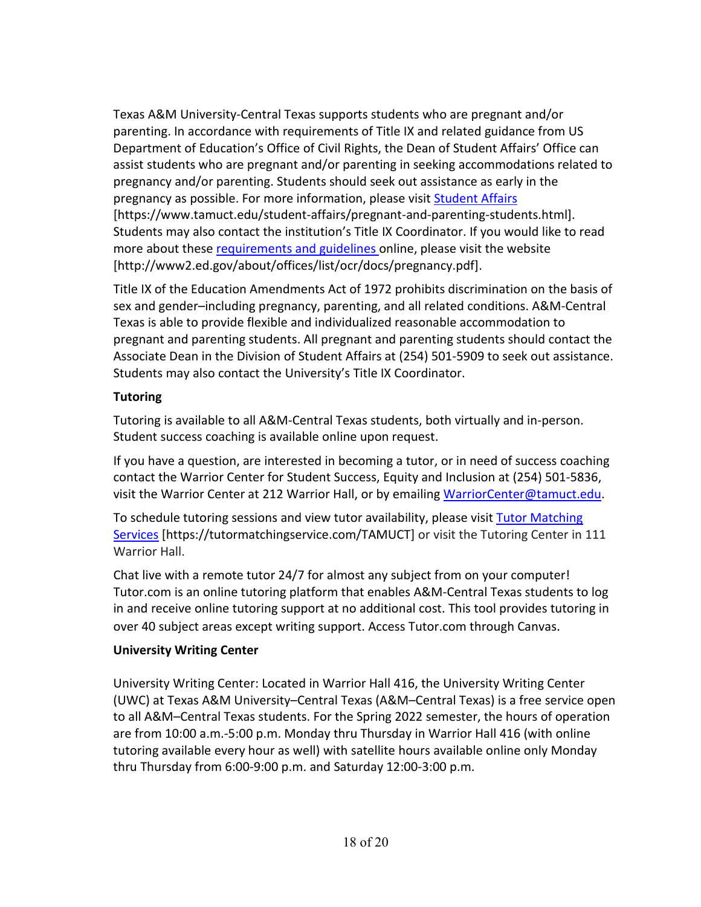Texas A&M University-Central Texas supports students who are pregnant and/or parenting. In accordance with requirements of Title IX and related guidance from US Department of Education's Office of Civil Rights, the Dean of Student Affairs' Office can assist students who are pregnant and/or parenting in seeking accommodations related to pregnancy and/or parenting. Students should seek out assistance as early in the pregnancy as possible. For more information, please visit Student Affairs [https://www.tamuct.edu/student-affairs/pregnant-and-parenting-students.html]. Students may also contact the institution's Title IX Coordinator. If you would like to read more about these requirements and guidelines online, please visit the website [http://www2.ed.gov/about/offices/list/ocr/docs/pregnancy.pdf].

Title IX of the Education Amendments Act of 1972 prohibits discrimination on the basis of sex and gender–including pregnancy, parenting, and all related conditions. A&M-Central Texas is able to provide flexible and individualized reasonable accommodation to pregnant and parenting students. All pregnant and parenting students should contact the Associate Dean in the Division of Student Affairs at (254) 501-5909 to seek out assistance. Students may also contact the University's Title IX Coordinator.

**Tutoring**

Tutoring is available to all A&M-Central Texas students, both virtually and in-person. Student success coaching is available online upon request.

If you have a question, are interested in becoming a tutor, or in need of success coaching contact the Warrior Center for Student Success, Equity and Inclusion at (254) 501-5836, visit the Warrior Center at 212 Warrior Hall, or by emailing WarriorCenter@tamuct.edu.

To schedule tutoring sessions and view tutor availability, please visit Tutor Matching Services [https://tutormatchingservice.com/TAMUCT] or visit the Tutoring Center in 111 Warrior Hall.

Chat live with a remote tutor 24/7 for almost any subject from on your computer! Tutor.com is an online tutoring platform that enables A&M-Central Texas students to log in and receive online tutoring support at no additional cost. This tool provides tutoring in over 40 subject areas except writing support. Access Tutor.com through Canvas.

**University Writing Center**

University Writing Center: Located in Warrior Hall 416, the University Writing Center (UWC) at Texas A&M University–Central Texas (A&M–Central Texas) is a free service open to all A&M–Central Texas students. For the Spring 2022 semester, the hours of operation are from 10:00 a.m.-5:00 p.m. Monday thru Thursday in Warrior Hall 416 (with online tutoring available every hour as well) with satellite hours available online only Monday thru Thursday from 6:00-9:00 p.m. and Saturday 12:00-3:00 p.m.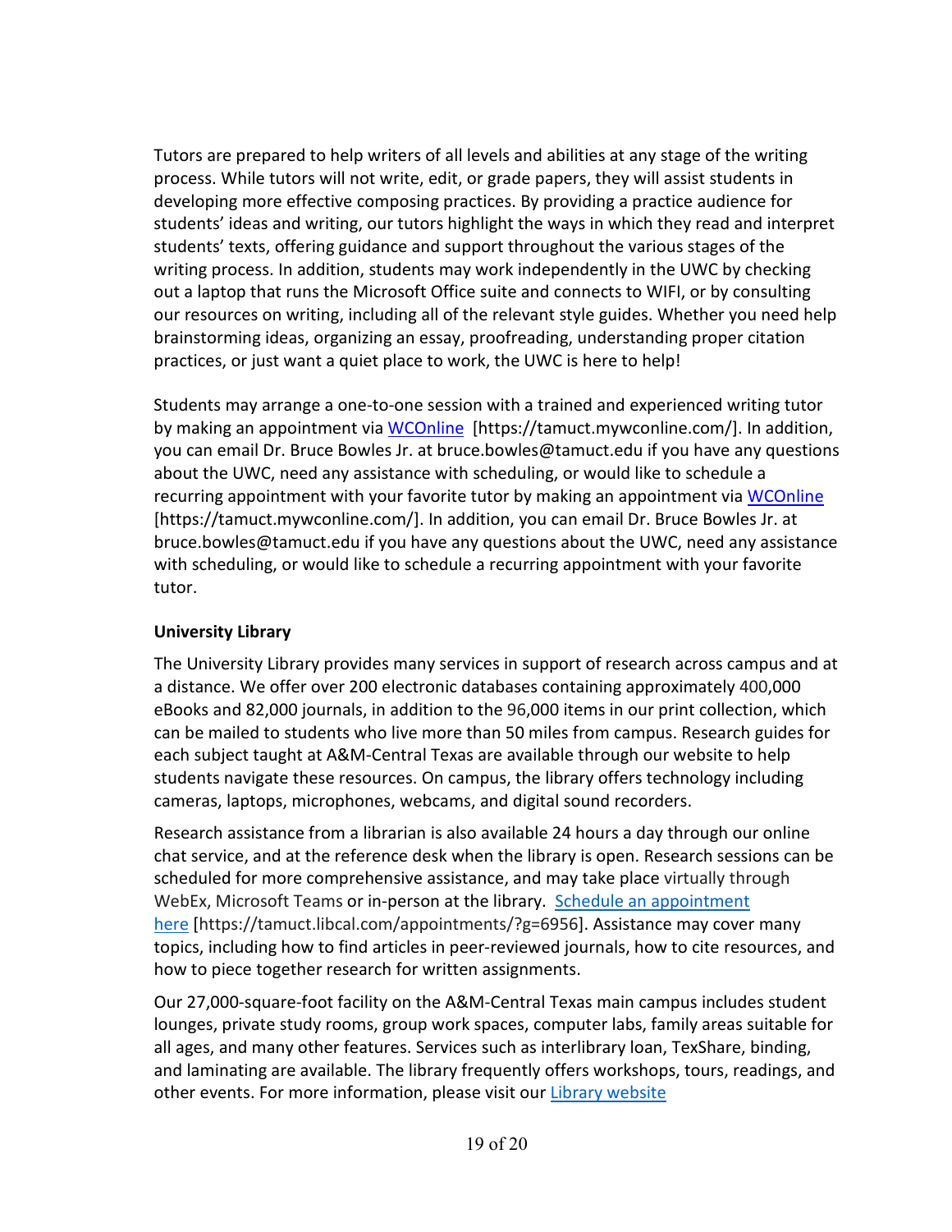Tutors are prepared to help writers of all levels and abilities at any stage of the writing process. While tutors will not write, edit, or grade papers, they will assist students in developing more effective composing practices. By providing a practice audience for students' ideas and writing, our tutors highlight the ways in which they read and interpret students' texts, offering guidance and support throughout the various stages of the writing process. In addition, students may work independently in the UWC by checking out a laptop that runs the Microsoft Office suite and connects to WIFI, or by consulting our resources on writing, including all of the relevant style guides. Whether you need help brainstorming ideas, organizing an essay, proofreading, understanding proper citation practices, or just want a quiet place to work, the UWC is here to help!

Students may arrange a one-to-one session with a trained and experienced writing tutor by making an appointment via WCOnline [https://tamuct.mywconline.com/]. In addition, you can email Dr. Bruce Bowles Jr. at bruce.bowles@tamuct.edu if you have any questions about the UWC, need any assistance with scheduling, or would like to schedule a recurring appointment with your favorite tutor by making an appointment via WCOnline [https://tamuct.mywconline.com/]. In addition, you can email Dr. Bruce Bowles Jr. at bruce.bowles@tamuct.edu if you have any questions about the UWC, need any assistance with scheduling, or would like to schedule a recurring appointment with your favorite tutor.

**University Library**

The University Library provides many services in support of research across campus and at a distance. We offer over 200 electronic databases containing approximately 400,000 eBooks and 82,000 journals, in addition to the 96,000 items in our print collection, which can be mailed to students who live more than 50 miles from campus. Research guides for each subject taught at A&M-Central Texas are available through our website to help students navigate these resources. On campus, the library offers technology including cameras, laptops, microphones, webcams, and digital sound recorders.

Research assistance from a librarian is also available 24 hours a day through our online chat service, and at the reference desk when the library is open. Research sessions can be scheduled for more comprehensive assistance, and may take place virtually through WebEx, Microsoft Teams or in-person at the library. Schedule an appointment here [https://tamuct.libcal.com/appointments/?g=6956]. Assistance may cover many topics, including how to find articles in peer-reviewed journals, how to cite resources, and how to piece together research for written assignments.

Our 27,000-square-foot facility on the A&M-Central Texas main campus includes student lounges, private study rooms, group work spaces, computer labs, family areas suitable for all ages, and many other features. Services such as interlibrary loan, TexShare, binding, and laminating are available. The library frequently offers workshops, tours, readings, and other events. For more information, please visit our Library website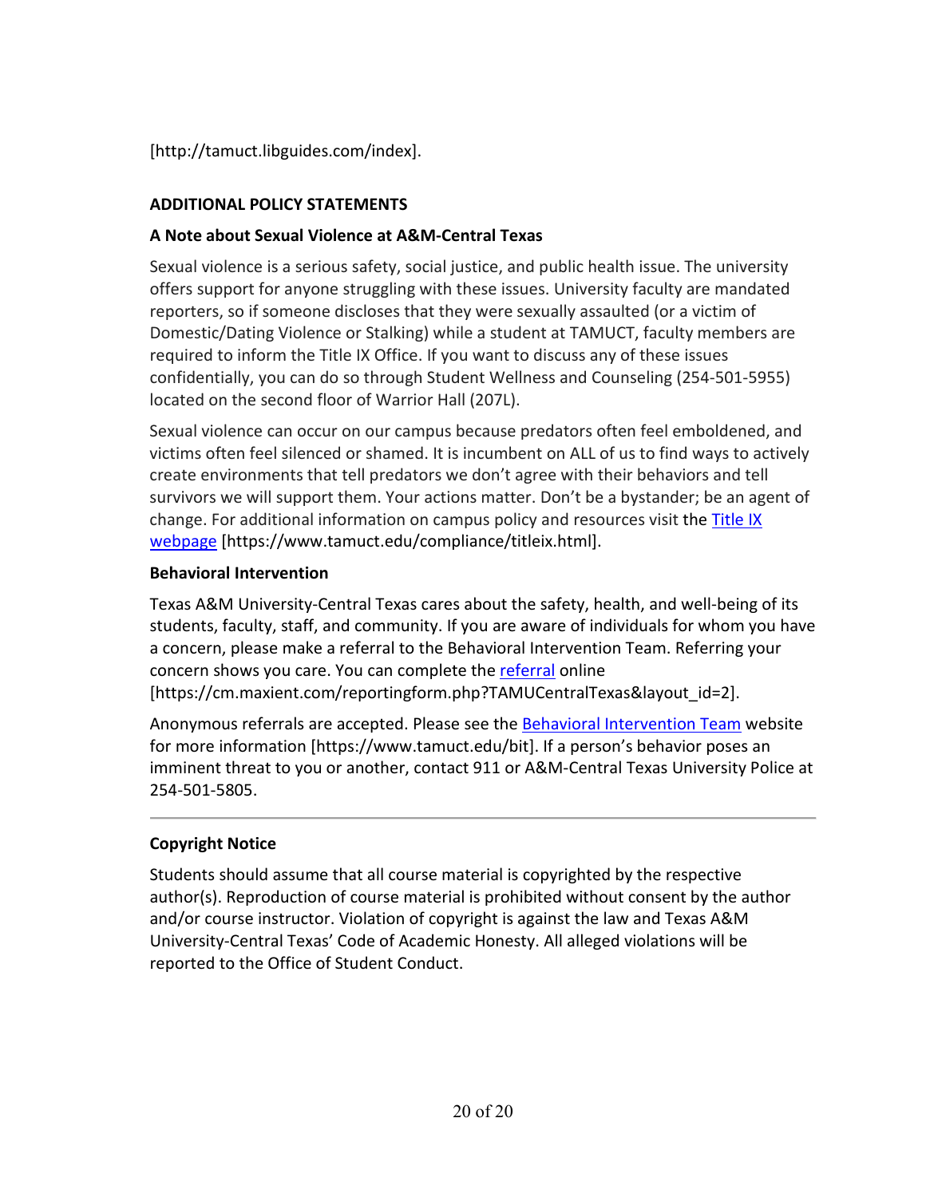[http://tamuct.libguides.com/index].

## ADDITIONAL POLICY STATEMENTS

### A Note about Sexual Violence at A&M-Central Texas

Sexual violence is a serious safety, social justice, and public health issue. The university offers support for anyone struggling with these issues. University faculty are mandated reporters, so if someone discloses that they were sexually assaulted (or a victim of Domestic/Dating Violence or Stalking) while a student at TAMUCT, faculty members are required to inform the Title IX Office. If you want to discuss any of these issues confidentially, you can do so through Student Wellness and Counseling (254-501-5955) located on the second floor of Warrior Hall (207L).

Sexual violence can occur on our campus because predators often feel emboldened, and victims often feel silenced or shamed. It is incumbent on ALL of us to find ways to actively create environments that tell predators we don't agree with their behaviors and tell survivors we will support them. Your actions matter. Don't be a bystander; be an agent of change. For additional information on campus policy and resources visit the Title IX webpage [https://www.tamuct.edu/compliance/titleix.html].

### Behavioral Intervention

Texas A&M University-Central Texas cares about the safety, health, and well-being of its students, faculty, staff, and community. If you are aware of individuals for whom you have a concern, please make a referral to the Behavioral Intervention Team. Referring your concern shows you care. You can complete the referral online [https://cm.maxient.com/reportingform.php?TAMUCentralTexas&layout_id=2].

Anonymous referrals are accepted. Please see the Behavioral Intervention Team website for more information [https://www.tamuct.edu/bit]. If a person's behavior poses an imminent threat to you or another, contact 911 or A&M-Central Texas University Police at 254-501-5805.

---

### Copyright Notice

Students should assume that all course material is copyrighted by the respective author(s). Reproduction of course material is prohibited without consent by the author and/or course instructor. Violation of copyright is against the law and Texas A&M University-Central Texas' Code of Academic Honesty. All alleged violations will be reported to the Office of Student Conduct.